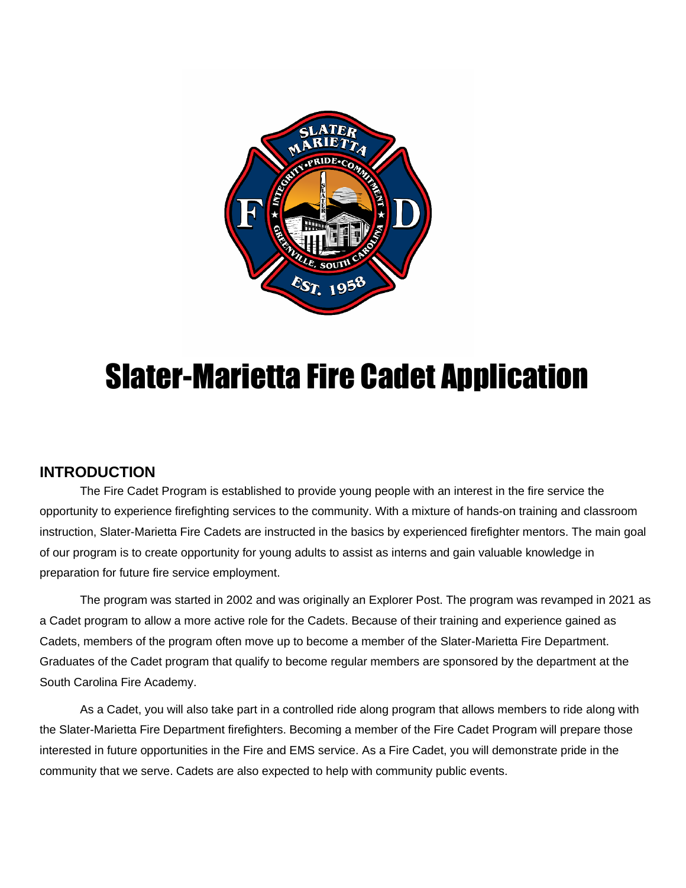# Slater-Marietta Fire Cadet Application

## INTRODUCTION

The Fire Cadet Program is established to provide young people with an interest in the fire service the opportunity to experience firefighting services to the community. With a mixture of hands-on training and classroom instruction, Slater-Marietta Fire Cadets are instructed in the basics by experienced firefighter mentors. The main goal of our program is to create opportunity for young adults to assist as interns and gain valuable knowledge in preparation for future fire service employment.

The program was started in 2002 and was originally an Explorer Post. The program was revamped in 2021 as a Cadet program to allow a more active role for the Cadets. Because of their training and experience gained as Cadets, members of the program often move up to become a member of the Slater-Marietta Fire Department. Graduates of the Cadet program that qualify to become regular members are sponsored by the department at the South Carolina Fire Academy.

As a Cadet, you will also take part in a controlled ride along program that allows members to ride along with the Slater-Marietta Fire Department firefighters. Becoming a member of the Fire Cadet Program will prepare those interested in future opportunities in the Fire and EMS service. As a Fire Cadet, you will demonstrate pride in the community that we serve. Cadets are also expected to help with community public events.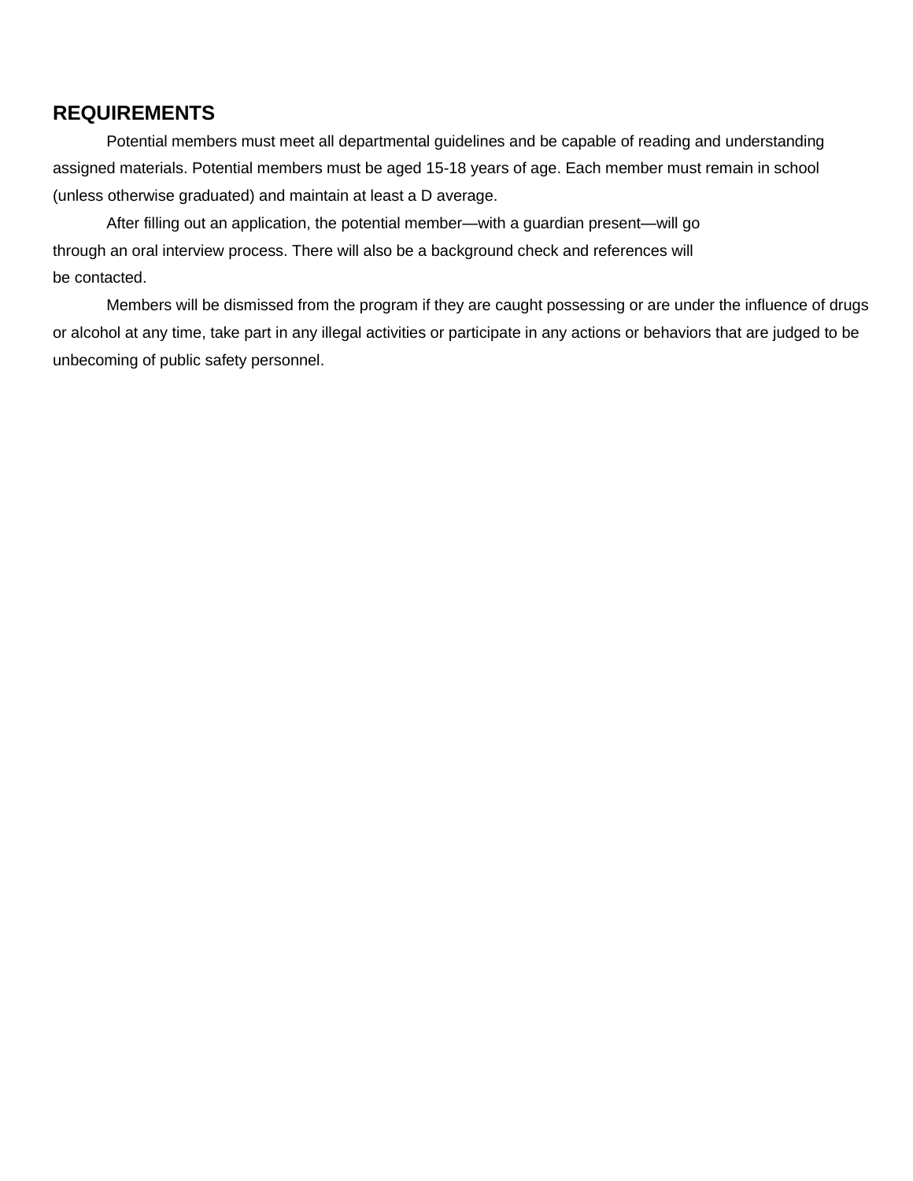## REQUIREMENTS

Potential members must meet all departmental guidelines and be capable of reading and understanding assigned materials. Potential members must be aged 15-18 years of age. Each member must remain in school (unless otherwise graduated) and maintain at least a D average.

After filling out an application, the potential member—with a guardian present—will go through an oral interview process. There will also be a background check and references will be contacted.

Members will be dismissed from the program if they are caught possessing or are under the influence of drugs or alcohol at any time, take part in any illegal activities or participate in any actions or behaviors that are judged to be unbecoming of public safety personnel.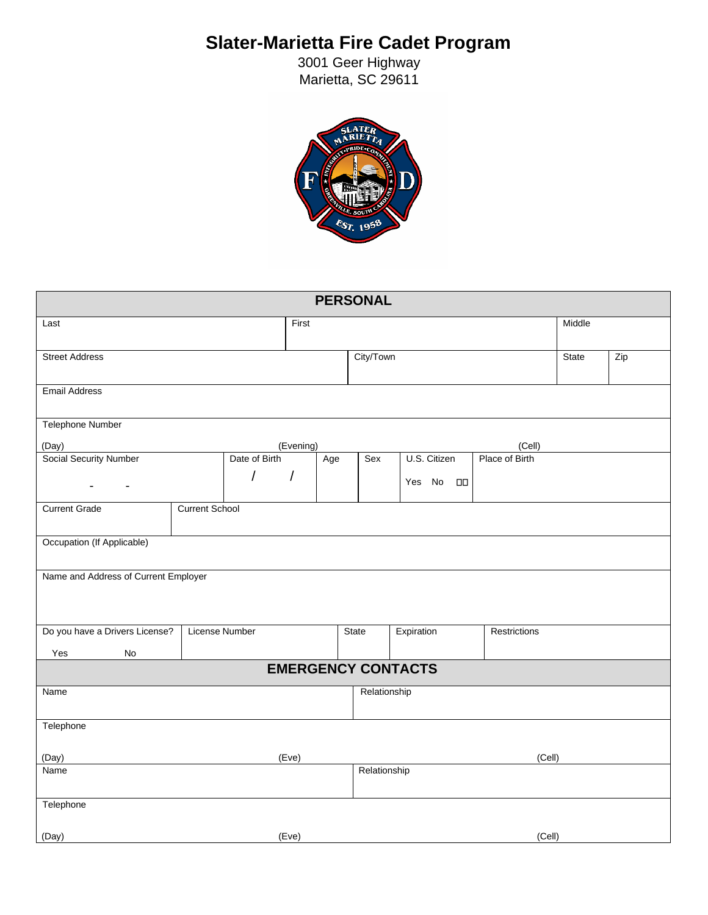# Slater-Marietta Fire Cadet Program

3001 Geer Highway
Marietta, SC 29611

| PERSONAL | | | | | | | | |
|---|---|---|---|---|---|---|---|---|
| Last | | First | | | | | Middle | |
| Street Address | | | City/Town | | | | State | Zip |
| Email Address | | | | | | | | |
| Telephone Number<br>(Day) | | (Evening) | | | (Cell) | | | |
| Social Security Number<br>- - | Date of Birth<br>/ / | | Age | Sex | U.S. Citizen<br>Yes No ☐☐ | Place of Birth | | |
| Current Grade | Current School | | | | | | | |
| Occupation (If Applicable) | | | | | | | | |
| Name and Address of Current Employer | | | | | | | | |
| Do you have a Drivers License?<br>Yes No | License Number | | State | Expiration | | Restrictions | | |

| EMERGENCY CONTACTS | | |
|---|---|---|
| Name | Relationship | |
| Telephone<br>(Day) | (Eve) | (Cell) |
| Name | Relationship | |
| Telephone<br>(Day) | (Eve) | (Cell) |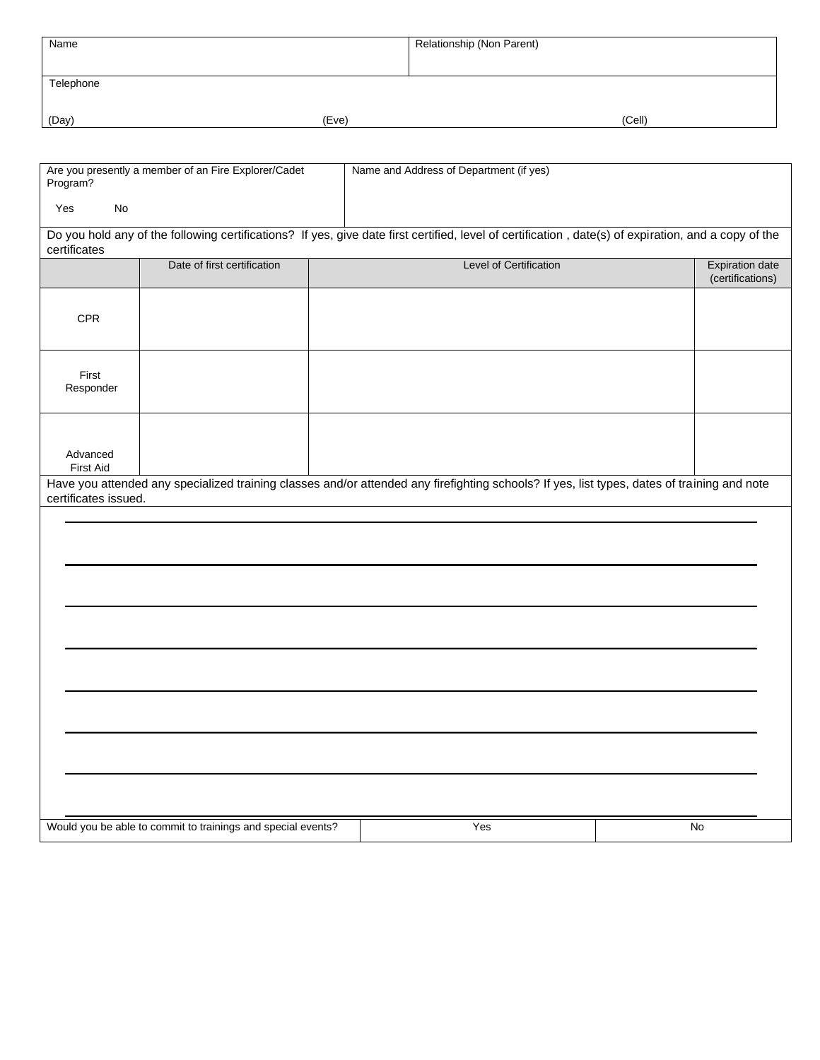| Name | Relationship (Non Parent) |
|---|---|
| | |

| Telephone | | |
|---|---|---|
| (Day) | (Eve) | (Cell) |

| Are you presently a member of an Fire Explorer/Cadet Program?<br><br>Yes No | Name and Address of Department (if yes) |
|---|---|
| | |

Do you hold any of the following certifications? If yes, give date first certified, level of certification , date(s) of expiration, and a copy of the certificates

| | Date of first certification | Level of Certification | Expiration date (certifications) |
|---|---|---|---|
| CPR | | | |
| First Responder | | | |
| Advanced First Aid | | | |

Have you attended any specialized training classes and/or attended any firefighting schools? If yes, list types, dates of training and note certificates issued.

______________________________________________________________________

______________________________________________________________________

______________________________________________________________________

______________________________________________________________________

______________________________________________________________________

______________________________________________________________________

______________________________________________________________________

______________________________________________________________________

| Would you be able to commit to trainings and special events? | Yes | No |
|---|---|---|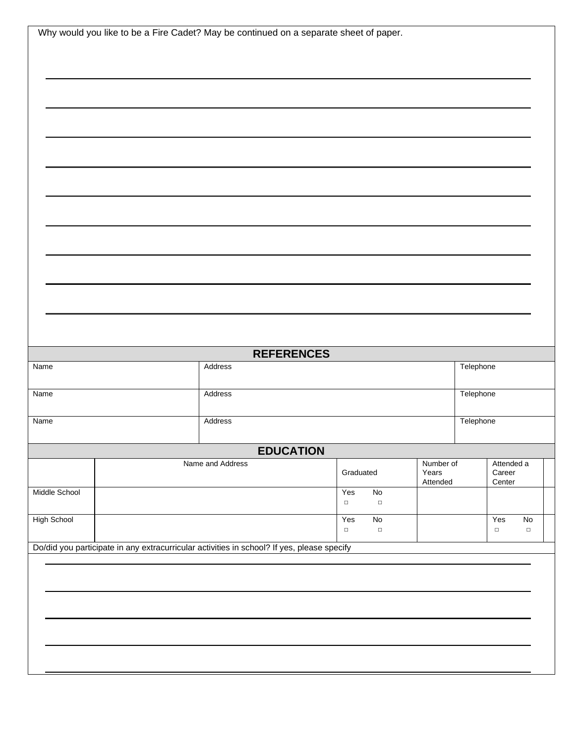Why would you like to be a Fire Cadet? May be continued on a separate sheet of paper.

## REFERENCES

| Name | Address | Telephone |
|---|---|---|
| Name | Address | Telephone |
| Name | Address | Telephone |

## EDUCATION

| | Name and Address | Graduated | Number of Years Attended | Attended a Career Center |
|---|---|---|---|---|
| Middle School | | Yes □ No □ | | |
| High School | | Yes □ No □ | | Yes □ No □ |

Do/did you participate in any extracurricular activities in school? If yes, please specify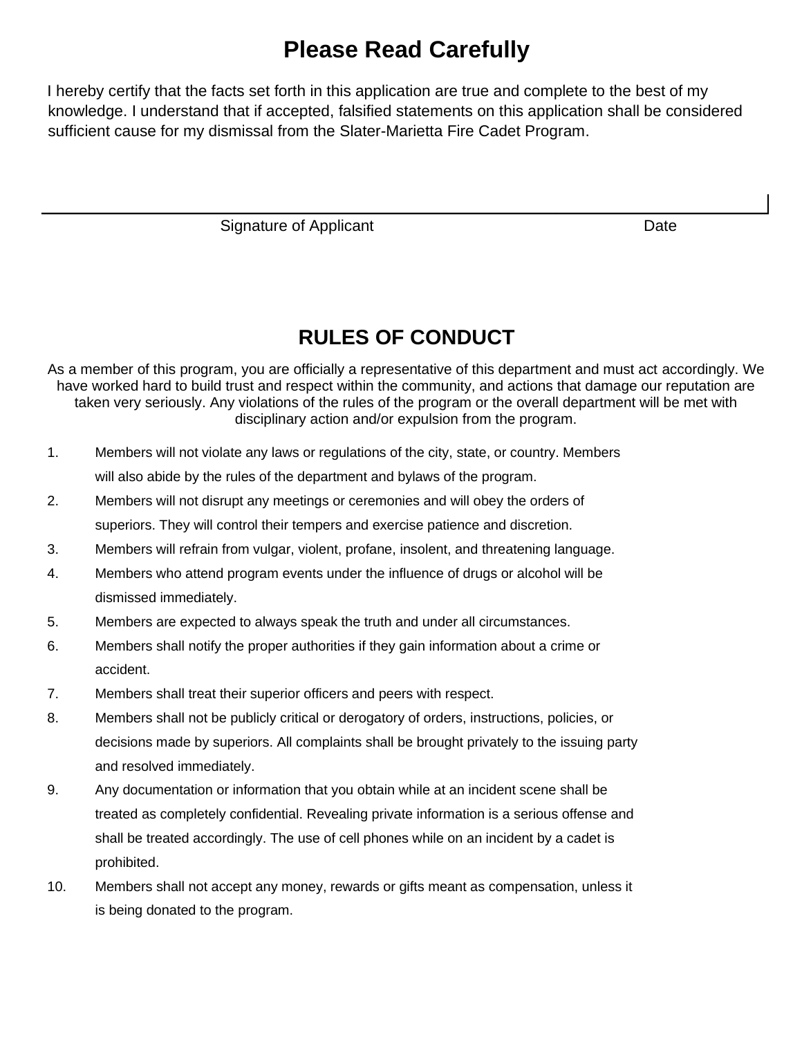# Please Read Carefully

I hereby certify that the facts set forth in this application are true and complete to the best of my knowledge. I understand that if accepted, falsified statements on this application shall be considered sufficient cause for my dismissal from the Slater-Marietta Fire Cadet Program.

Signature of Applicant Date

# RULES OF CONDUCT

As a member of this program, you are officially a representative of this department and must act accordingly. We have worked hard to build trust and respect within the community, and actions that damage our reputation are taken very seriously. Any violations of the rules of the program or the overall department will be met with disciplinary action and/or expulsion from the program.

1. Members will not violate any laws or regulations of the city, state, or country. Members will also abide by the rules of the department and bylaws of the program.
2. Members will not disrupt any meetings or ceremonies and will obey the orders of superiors. They will control their tempers and exercise patience and discretion.
3. Members will refrain from vulgar, violent, profane, insolent, and threatening language.
4. Members who attend program events under the influence of drugs or alcohol will be dismissed immediately.
5. Members are expected to always speak the truth and under all circumstances.
6. Members shall notify the proper authorities if they gain information about a crime or accident.
7. Members shall treat their superior officers and peers with respect.
8. Members shall not be publicly critical or derogatory of orders, instructions, policies, or decisions made by superiors. All complaints shall be brought privately to the issuing party and resolved immediately.
9. Any documentation or information that you obtain while at an incident scene shall be treated as completely confidential. Revealing private information is a serious offense and shall be treated accordingly. The use of cell phones while on an incident by a cadet is prohibited.
10. Members shall not accept any money, rewards or gifts meant as compensation, unless it is being donated to the program.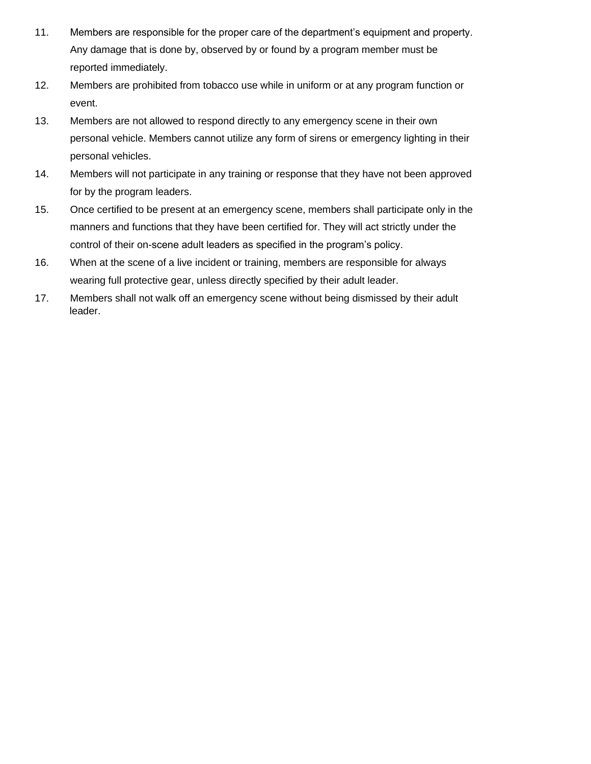11. Members are responsible for the proper care of the department's equipment and property. Any damage that is done by, observed by or found by a program member must be reported immediately.
12. Members are prohibited from tobacco use while in uniform or at any program function or event.
13. Members are not allowed to respond directly to any emergency scene in their own personal vehicle. Members cannot utilize any form of sirens or emergency lighting in their personal vehicles.
14. Members will not participate in any training or response that they have not been approved for by the program leaders.
15. Once certified to be present at an emergency scene, members shall participate only in the manners and functions that they have been certified for. They will act strictly under the control of their on-scene adult leaders as specified in the program's policy.
16. When at the scene of a live incident or training, members are responsible for always wearing full protective gear, unless directly specified by their adult leader.
17. Members shall not walk off an emergency scene without being dismissed by their adult leader.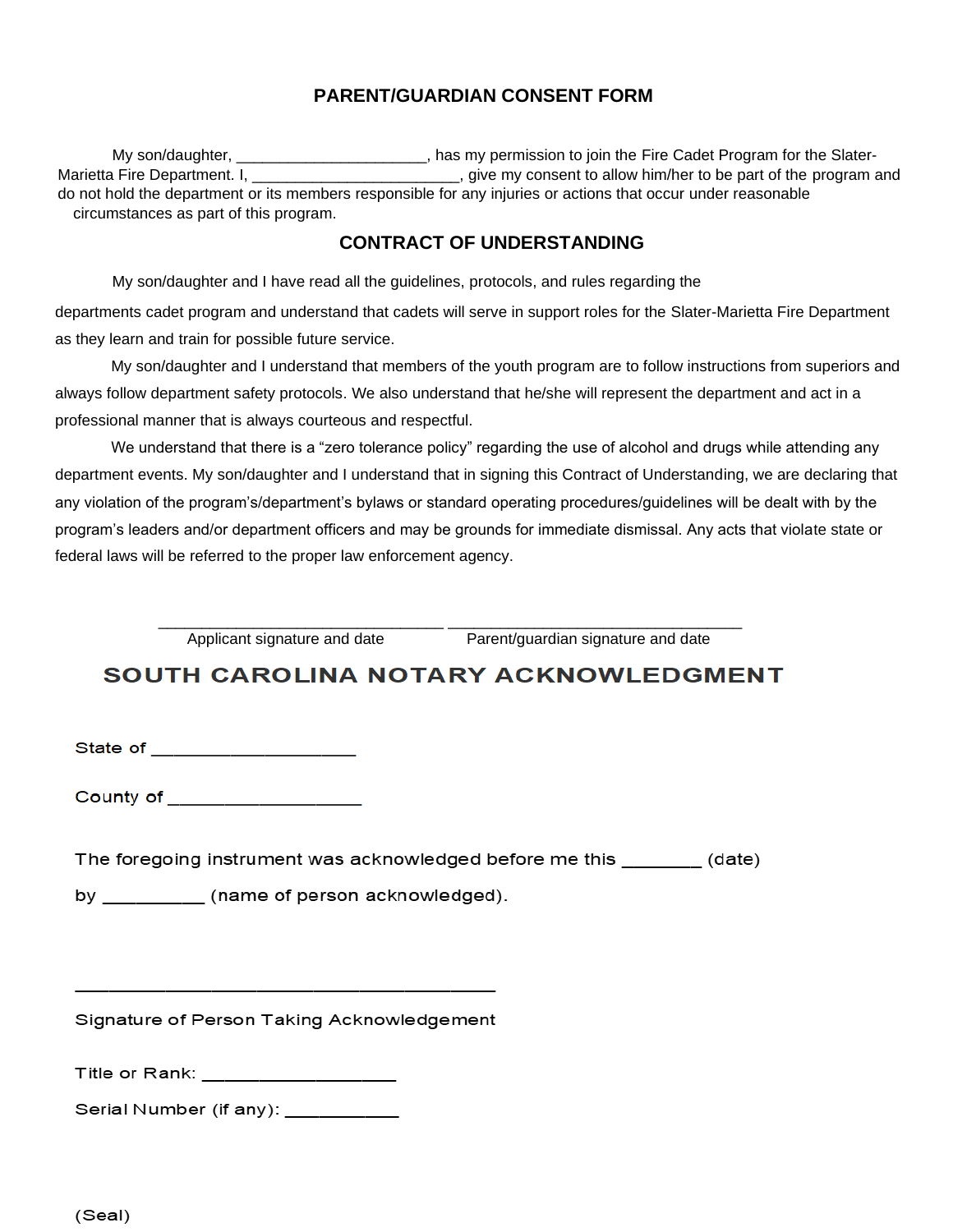## PARENT/GUARDIAN CONSENT FORM

My son/daughter, ______________________, has my permission to join the Fire Cadet Program for the Slater-Marietta Fire Department. I, ________________________, give my consent to allow him/her to be part of the program and do not hold the department or its members responsible for any injuries or actions that occur under reasonable circumstances as part of this program.

## CONTRACT OF UNDERSTANDING

My son/daughter and I have read all the guidelines, protocols, and rules regarding the departments cadet program and understand that cadets will serve in support roles for the Slater-Marietta Fire Department as they learn and train for possible future service.

My son/daughter and I understand that members of the youth program are to follow instructions from superiors and always follow department safety protocols. We also understand that he/she will represent the department and act in a professional manner that is always courteous and respectful.

We understand that there is a "zero tolerance policy" regarding the use of alcohol and drugs while attending any department events. My son/daughter and I understand that in signing this Contract of Understanding, we are declaring that any violation of the program's/department's bylaws or standard operating procedures/guidelines will be dealt with by the program's leaders and/or department officers and may be grounds for immediate dismissal. Any acts that violate state or federal laws will be referred to the proper law enforcement agency.

__________________________________ __________________________________

Applicant signature and date Parent/guardian signature and date

## SOUTH CAROLINA NOTARY ACKNOWLEDGMENT

State of ____________________

County of ___________________

The foregoing instrument was acknowledged before me this ________ (date)

by __________ (name of person acknowledged).

________________________________________

Signature of Person Taking Acknowledgement

Title or Rank: ___________________

Serial Number (if any): ___________

(Seal)